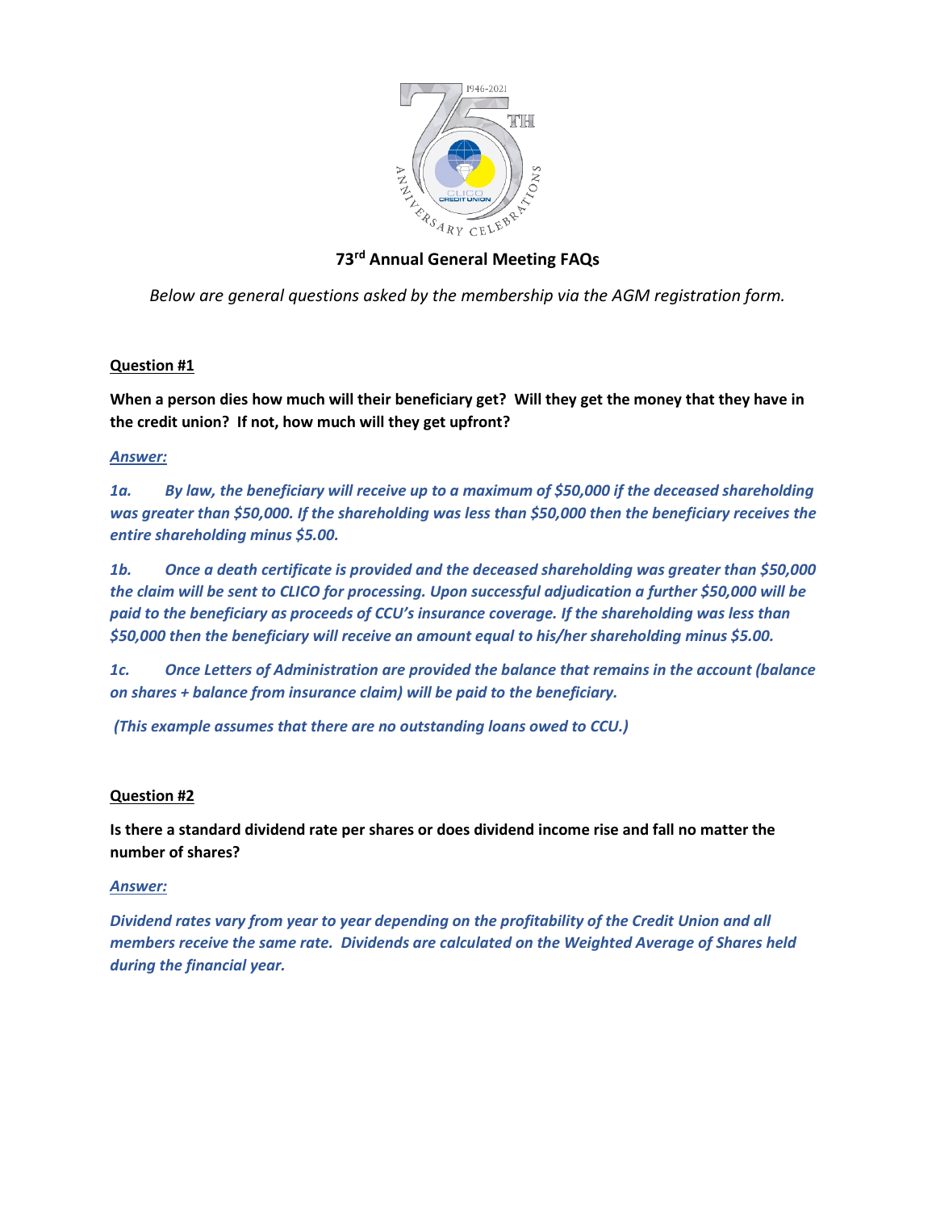# 73rd Annual General Meeting FAQs

*Below are general questions asked by the membership via the AGM registration form.*

**Question #1**

**When a person dies how much will their beneficiary get? Will they get the money that they have in the credit union? If not, how much will they get upfront?**

***Answer:***

***1a.*** *By law, the beneficiary will receive up to a maximum of $50,000 if the deceased shareholding was greater than $50,000. If the shareholding was less than $50,000 then the beneficiary receives the entire shareholding minus $5.00.*

***1b.*** *Once a death certificate is provided and the deceased shareholding was greater than $50,000 the claim will be sent to CLICO for processing. Upon successful adjudication a further $50,000 will be paid to the beneficiary as proceeds of CCU's insurance coverage. If the shareholding was less than $50,000 then the beneficiary will receive an amount equal to his/her shareholding minus $5.00.*

***1c.*** *Once Letters of Administration are provided the balance that remains in the account (balance on shares + balance from insurance claim) will be paid to the beneficiary.*

*(This example assumes that there are no outstanding loans owed to CCU.)*

**Question #2**

**Is there a standard dividend rate per shares or does dividend income rise and fall no matter the number of shares?**

***Answer:***

*Dividend rates vary from year to year depending on the profitability of the Credit Union and all members receive the same rate. Dividends are calculated on the Weighted Average of Shares held during the financial year.*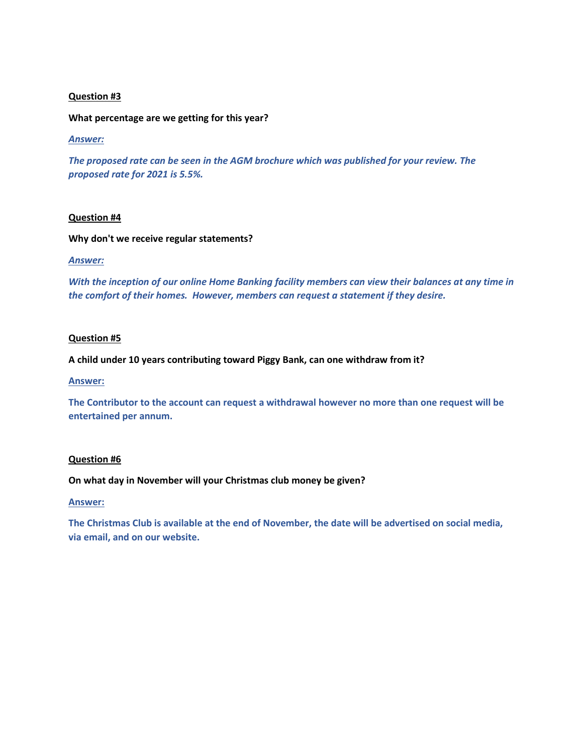**<u>Question #3</u>**

**What percentage are we getting for this year?**

***<u>Answer:</u>***

***The proposed rate can be seen in the AGM brochure which was published for your review. The proposed rate for 2021 is 5.5%.***

**<u>Question #4</u>**

**Why don't we receive regular statements?**

***<u>Answer:</u>***

***With the inception of our online Home Banking facility members can view their balances at any time in the comfort of their homes. However, members can request a statement if they desire.***

**<u>Question #5</u>**

**A child under 10 years contributing toward Piggy Bank, can one withdraw from it?**

**<u>Answer:</u>**

**The Contributor to the account can request a withdrawal however no more than one request will be entertained per annum.**

**<u>Question #6</u>**

**On what day in November will your Christmas club money be given?**

**<u>Answer:</u>**

**The Christmas Club is available at the end of November, the date will be advertised on social media, via email, and on our website.**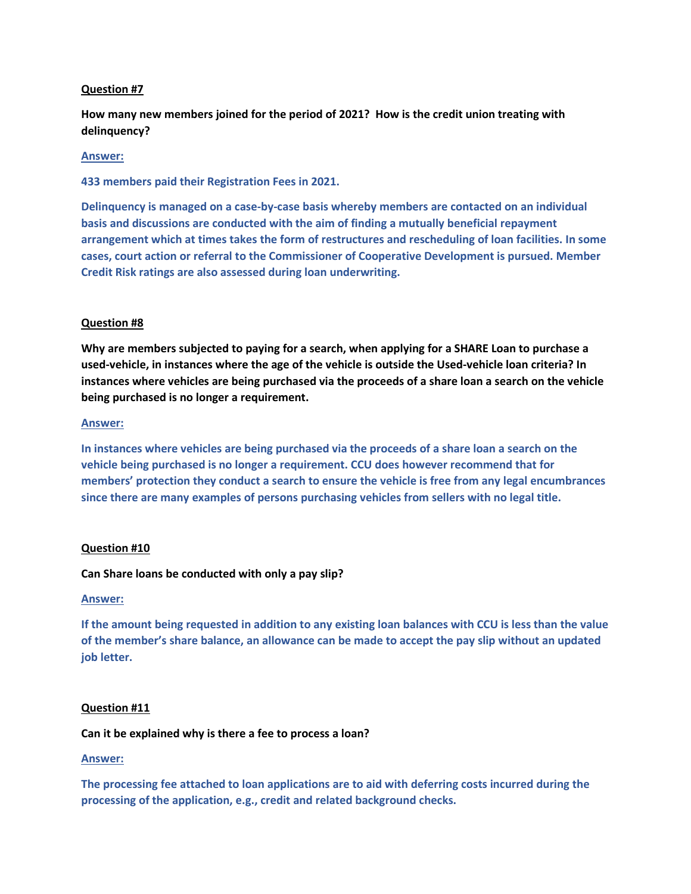**Question #7**

**How many new members joined for the period of 2021? How is the credit union treating with delinquency?**

**Answer:**

**433 members paid their Registration Fees in 2021.**

**Delinquency is managed on a case-by-case basis whereby members are contacted on an individual basis and discussions are conducted with the aim of finding a mutually beneficial repayment arrangement which at times takes the form of restructures and rescheduling of loan facilities. In some cases, court action or referral to the Commissioner of Cooperative Development is pursued. Member Credit Risk ratings are also assessed during loan underwriting.**

**Question #8**

**Why are members subjected to paying for a search, when applying for a SHARE Loan to purchase a used-vehicle, in instances where the age of the vehicle is outside the Used-vehicle loan criteria? In instances where vehicles are being purchased via the proceeds of a share loan a search on the vehicle being purchased is no longer a requirement.**

**Answer:**

**In instances where vehicles are being purchased via the proceeds of a share loan a search on the vehicle being purchased is no longer a requirement. CCU does however recommend that for members' protection they conduct a search to ensure the vehicle is free from any legal encumbrances since there are many examples of persons purchasing vehicles from sellers with no legal title.**

**Question #10**

**Can Share loans be conducted with only a pay slip?**

**Answer:**

**If the amount being requested in addition to any existing loan balances with CCU is less than the value of the member's share balance, an allowance can be made to accept the pay slip without an updated job letter.**

**Question #11**

**Can it be explained why is there a fee to process a loan?**

**Answer:**

**The processing fee attached to loan applications are to aid with deferring costs incurred during the processing of the application, e.g., credit and related background checks.**